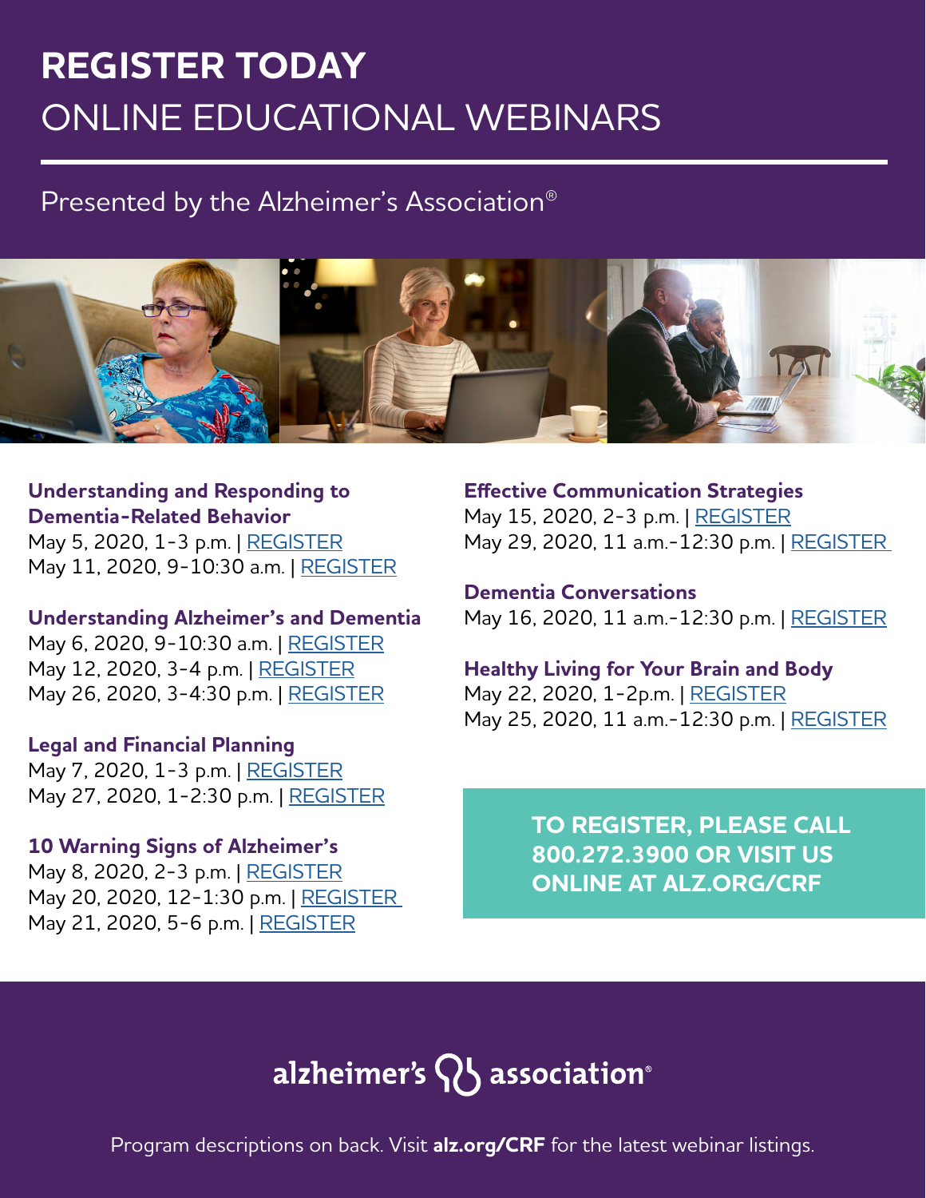# REGISTER TODAY

## ONLINE EDUCATIONAL WEBINARS

Presented by the Alzheimer's Association®

### Understanding and Responding to Dementia-Related Behavior

May 5, 2020, 1-3 p.m. | REGISTER
May 11, 2020, 9-10:30 a.m. | REGISTER

### Understanding Alzheimer's and Dementia

May 6, 2020, 9-10:30 a.m. | REGISTER
May 12, 2020, 3-4 p.m. | REGISTER
May 26, 2020, 3-4:30 p.m. | REGISTER

### Legal and Financial Planning

May 7, 2020, 1-3 p.m. | REGISTER
May 27, 2020, 1-2:30 p.m. | REGISTER

### 10 Warning Signs of Alzheimer's

May 8, 2020, 2-3 p.m. | REGISTER
May 20, 2020, 12-1:30 p.m. | REGISTER
May 21, 2020, 5-6 p.m. | REGISTER

### Effective Communication Strategies

May 15, 2020, 2-3 p.m. | REGISTER
May 29, 2020, 11 a.m.-12:30 p.m. | REGISTER

### Dementia Conversations

May 16, 2020, 11 a.m.-12:30 p.m. | REGISTER

### Healthy Living for Your Brain and Body

May 22, 2020, 1-2p.m. | REGISTER
May 25, 2020, 11 a.m.-12:30 p.m. | REGISTER

**TO REGISTER, PLEASE CALL 800.272.3900 OR VISIT US ONLINE AT ALZ.ORG/CRF**

alzheimer's association®

Program descriptions on back. Visit **alz.org/CRF** for the latest webinar listings.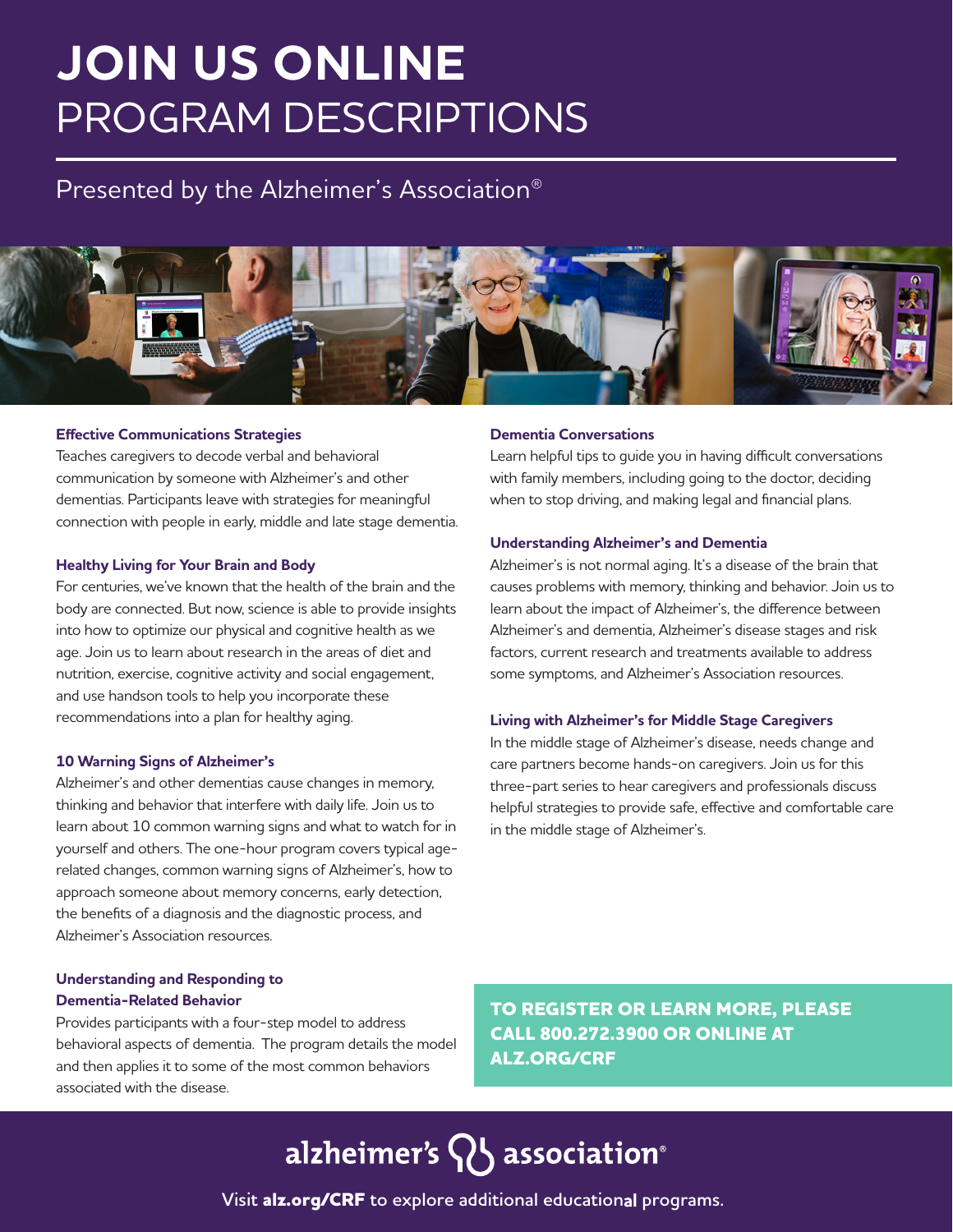# JOIN US ONLINE
# PROGRAM DESCRIPTIONS

Presented by the Alzheimer's Association®

### Effective Communications Strategies

Teaches caregivers to decode verbal and behavioral communication by someone with Alzheimer's and other dementias. Participants leave with strategies for meaningful connection with people in early, middle and late stage dementia.

### Healthy Living for Your Brain and Body

For centuries, we've known that the health of the brain and the body are connected. But now, science is able to provide insights into how to optimize our physical and cognitive health as we age. Join us to learn about research in the areas of diet and nutrition, exercise, cognitive activity and social engagement, and use handson tools to help you incorporate these recommendations into a plan for healthy aging.

### 10 Warning Signs of Alzheimer's

Alzheimer's and other dementias cause changes in memory, thinking and behavior that interfere with daily life. Join us to learn about 10 common warning signs and what to watch for in yourself and others. The one-hour program covers typical age-related changes, common warning signs of Alzheimer's, how to approach someone about memory concerns, early detection, the benefits of a diagnosis and the diagnostic process, and Alzheimer's Association resources.

### Understanding and Responding to Dementia-Related Behavior

Provides participants with a four-step model to address behavioral aspects of dementia. The program details the model and then applies it to some of the most common behaviors associated with the disease.

### Dementia Conversations

Learn helpful tips to guide you in having difficult conversations with family members, including going to the doctor, deciding when to stop driving, and making legal and financial plans.

### Understanding Alzheimer's and Dementia

Alzheimer's is not normal aging. It's a disease of the brain that causes problems with memory, thinking and behavior. Join us to learn about the impact of Alzheimer's, the difference between Alzheimer's and dementia, Alzheimer's disease stages and risk factors, current research and treatments available to address some symptoms, and Alzheimer's Association resources.

### Living with Alzheimer's for Middle Stage Caregivers

In the middle stage of Alzheimer's disease, needs change and care partners become hands-on caregivers. Join us for this three-part series to hear caregivers and professionals discuss helpful strategies to provide safe, effective and comfortable care in the middle stage of Alzheimer's.

**TO REGISTER OR LEARN MORE, PLEASE CALL 800.272.3900 OR ONLINE AT ALZ.ORG/CRF**

alzheimer's association®

Visit **alz.org/CRF** to explore additional educational programs.